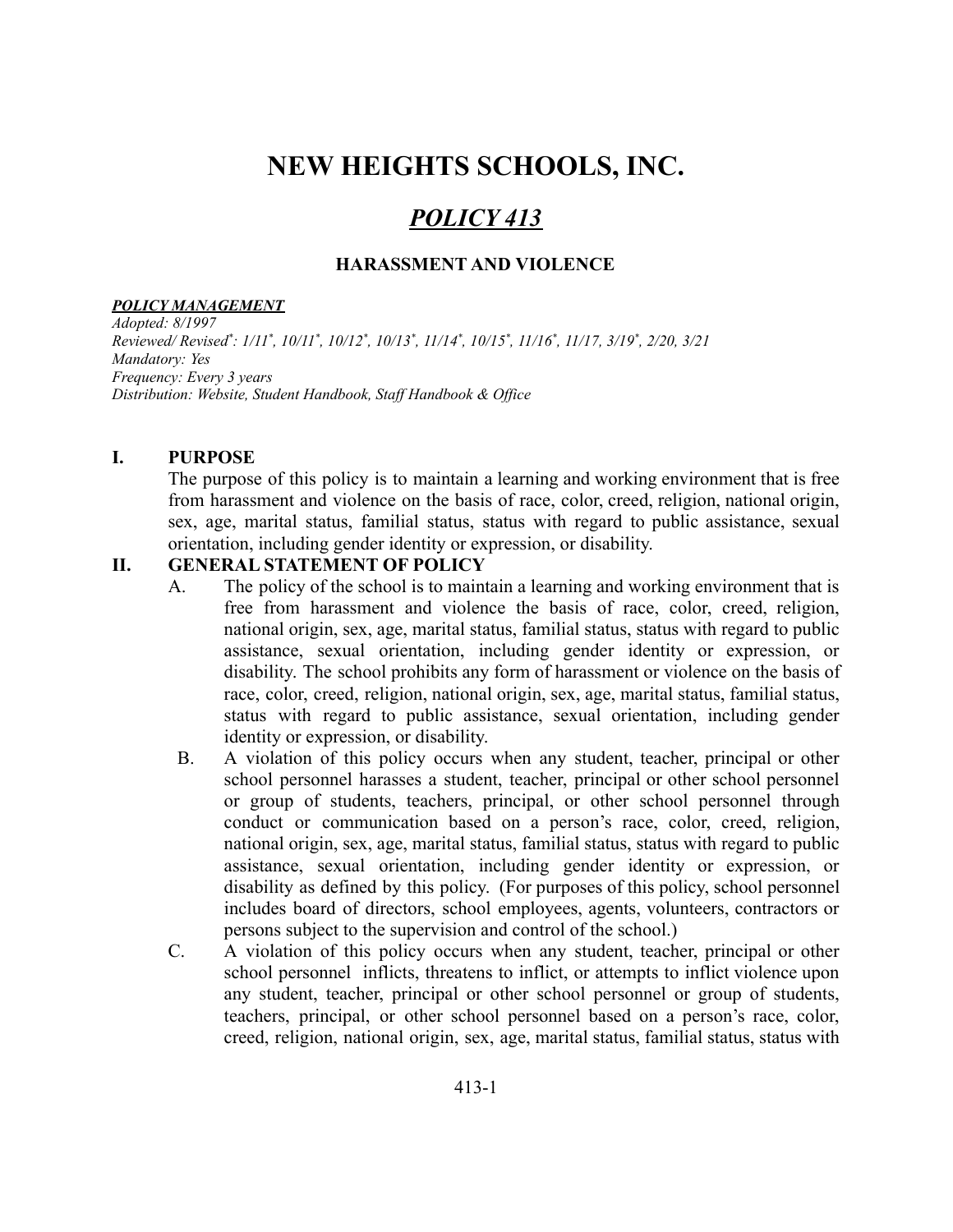# NEW HEIGHTS SCHOOLS, INC.

## *POLICY 413*

### HARASSMENT AND VIOLENCE

***POLICY MANAGEMENT***

*Adopted: 8/1997*
*Reviewed/ Revised\*: 1/11\*, 10/11\*, 10/12\*, 10/13\*, 11/14\*, 10/15\*, 11/16\*, 11/17, 3/19\*, 2/20, 3/21*
*Mandatory: Yes*
*Frequency: Every 3 years*
*Distribution: Website, Student Handbook, Staff Handbook & Office*

**I. PURPOSE**

The purpose of this policy is to maintain a learning and working environment that is free from harassment and violence on the basis of race, color, creed, religion, national origin, sex, age, marital status, familial status, status with regard to public assistance, sexual orientation, including gender identity or expression, or disability.

**II. GENERAL STATEMENT OF POLICY**

A. The policy of the school is to maintain a learning and working environment that is free from harassment and violence the basis of race, color, creed, religion, national origin, sex, age, marital status, familial status, status with regard to public assistance, sexual orientation, including gender identity or expression, or disability. The school prohibits any form of harassment or violence on the basis of race, color, creed, religion, national origin, sex, age, marital status, familial status, status with regard to public assistance, sexual orientation, including gender identity or expression, or disability.

B. A violation of this policy occurs when any student, teacher, principal or other school personnel harasses a student, teacher, principal or other school personnel or group of students, teachers, principal, or other school personnel through conduct or communication based on a person's race, color, creed, religion, national origin, sex, age, marital status, familial status, status with regard to public assistance, sexual orientation, including gender identity or expression, or disability as defined by this policy. (For purposes of this policy, school personnel includes board of directors, school employees, agents, volunteers, contractors or persons subject to the supervision and control of the school.)

C. A violation of this policy occurs when any student, teacher, principal or other school personnel inflicts, threatens to inflict, or attempts to inflict violence upon any student, teacher, principal or other school personnel or group of students, teachers, principal, or other school personnel based on a person's race, color, creed, religion, national origin, sex, age, marital status, familial status, status with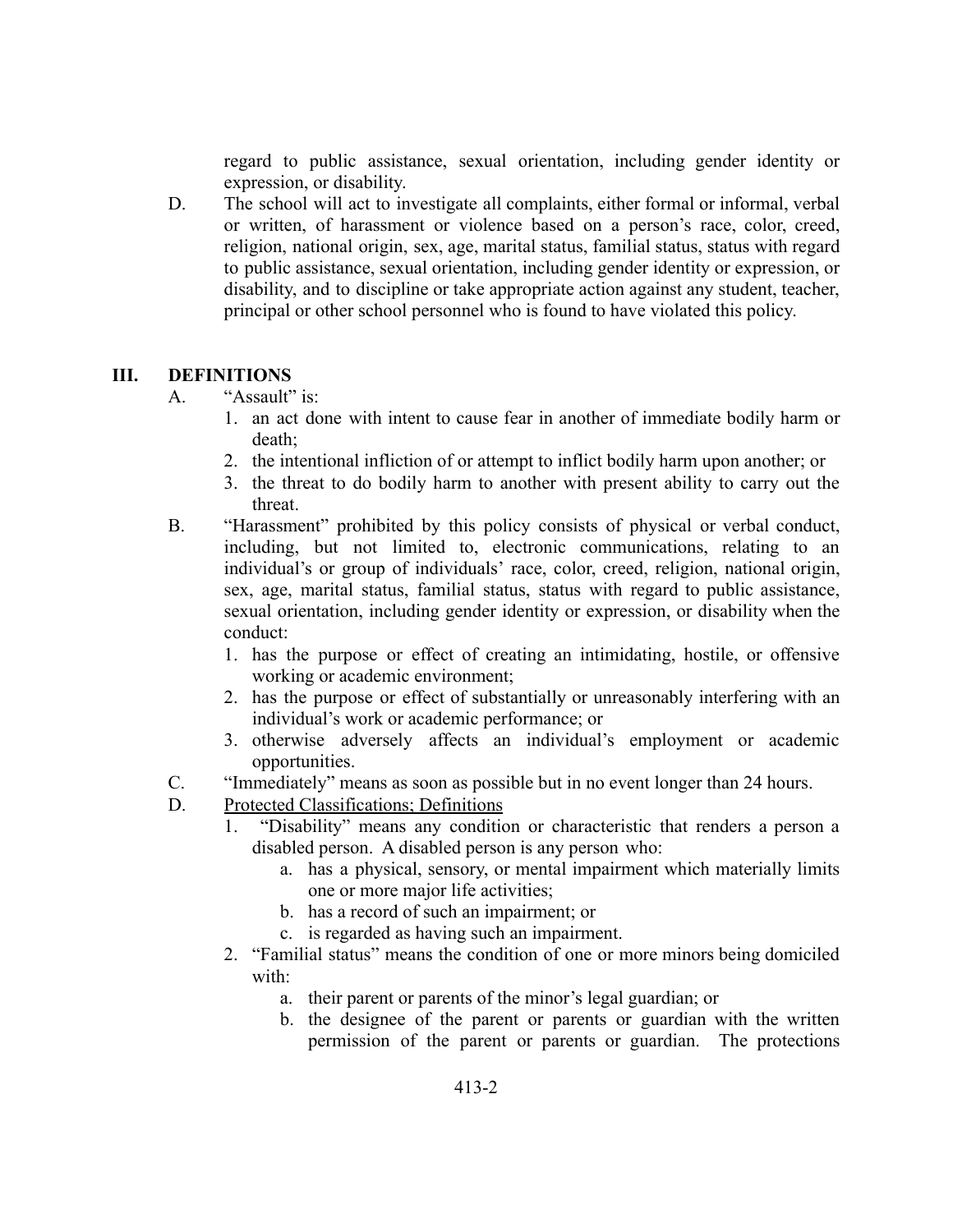regard to public assistance, sexual orientation, including gender identity or expression, or disability.

D. The school will act to investigate all complaints, either formal or informal, verbal or written, of harassment or violence based on a person's race, color, creed, religion, national origin, sex, age, marital status, familial status, status with regard to public assistance, sexual orientation, including gender identity or expression, or disability, and to discipline or take appropriate action against any student, teacher, principal or other school personnel who is found to have violated this policy.

## III. DEFINITIONS

A. "Assault" is:
   1. an act done with intent to cause fear in another of immediate bodily harm or death;
   2. the intentional infliction of or attempt to inflict bodily harm upon another; or
   3. the threat to do bodily harm to another with present ability to carry out the threat.

B. "Harassment" prohibited by this policy consists of physical or verbal conduct, including, but not limited to, electronic communications, relating to an individual's or group of individuals' race, color, creed, religion, national origin, sex, age, marital status, familial status, status with regard to public assistance, sexual orientation, including gender identity or expression, or disability when the conduct:
   1. has the purpose or effect of creating an intimidating, hostile, or offensive working or academic environment;
   2. has the purpose or effect of substantially or unreasonably interfering with an individual's work or academic performance; or
   3. otherwise adversely affects an individual's employment or academic opportunities.

C. "Immediately" means as soon as possible but in no event longer than 24 hours.

D. <u>Protected Classifications; Definitions</u>
   1. "Disability" means any condition or characteristic that renders a person a disabled person. A disabled person is any person who:
      a. has a physical, sensory, or mental impairment which materially limits one or more major life activities;
      b. has a record of such an impairment; or
      c. is regarded as having such an impairment.
   2. "Familial status" means the condition of one or more minors being domiciled with:
      a. their parent or parents of the minor's legal guardian; or
      b. the designee of the parent or parents or guardian with the written permission of the parent or parents or guardian. The protections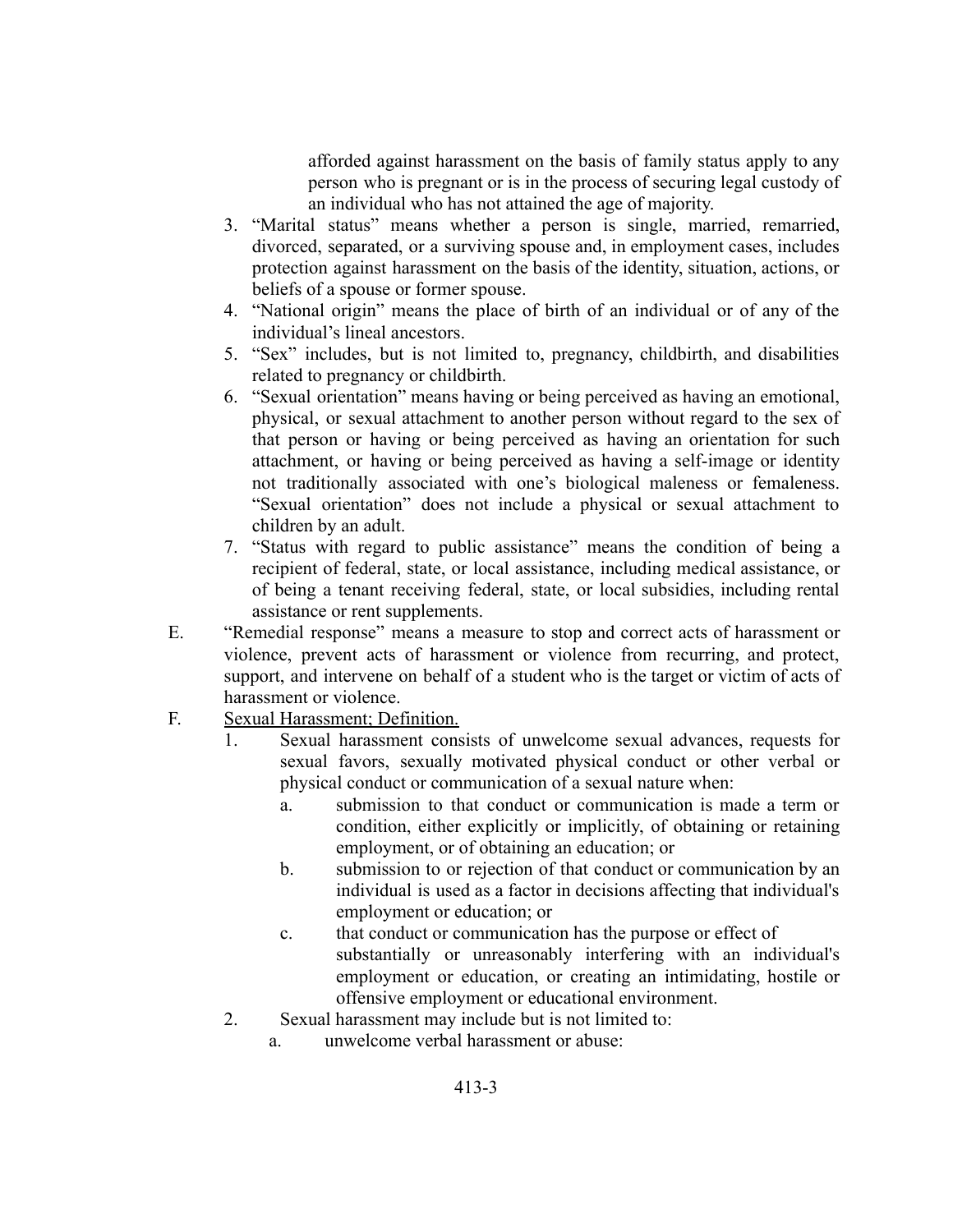afforded against harassment on the basis of family status apply to any person who is pregnant or is in the process of securing legal custody of an individual who has not attained the age of majority.

3. "Marital status" means whether a person is single, married, remarried, divorced, separated, or a surviving spouse and, in employment cases, includes protection against harassment on the basis of the identity, situation, actions, or beliefs of a spouse or former spouse.
4. "National origin" means the place of birth of an individual or of any of the individual's lineal ancestors.
5. "Sex" includes, but is not limited to, pregnancy, childbirth, and disabilities related to pregnancy or childbirth.
6. "Sexual orientation" means having or being perceived as having an emotional, physical, or sexual attachment to another person without regard to the sex of that person or having or being perceived as having an orientation for such attachment, or having or being perceived as having a self-image or identity not traditionally associated with one's biological maleness or femaleness. "Sexual orientation" does not include a physical or sexual attachment to children by an adult.
7. "Status with regard to public assistance" means the condition of being a recipient of federal, state, or local assistance, including medical assistance, or of being a tenant receiving federal, state, or local subsidies, including rental assistance or rent supplements.

E. "Remedial response" means a measure to stop and correct acts of harassment or violence, prevent acts of harassment or violence from recurring, and protect, support, and intervene on behalf of a student who is the target or victim of acts of harassment or violence.

F. <u>Sexual Harassment; Definition.</u>

1. Sexual harassment consists of unwelcome sexual advances, requests for sexual favors, sexually motivated physical conduct or other verbal or physical conduct or communication of a sexual nature when:
    a. submission to that conduct or communication is made a term or condition, either explicitly or implicitly, of obtaining or retaining employment, or of obtaining an education; or
    b. submission to or rejection of that conduct or communication by an individual is used as a factor in decisions affecting that individual's employment or education; or
    c. that conduct or communication has the purpose or effect of substantially or unreasonably interfering with an individual's employment or education, or creating an intimidating, hostile or offensive employment or educational environment.
2. Sexual harassment may include but is not limited to:
    a. unwelcome verbal harassment or abuse: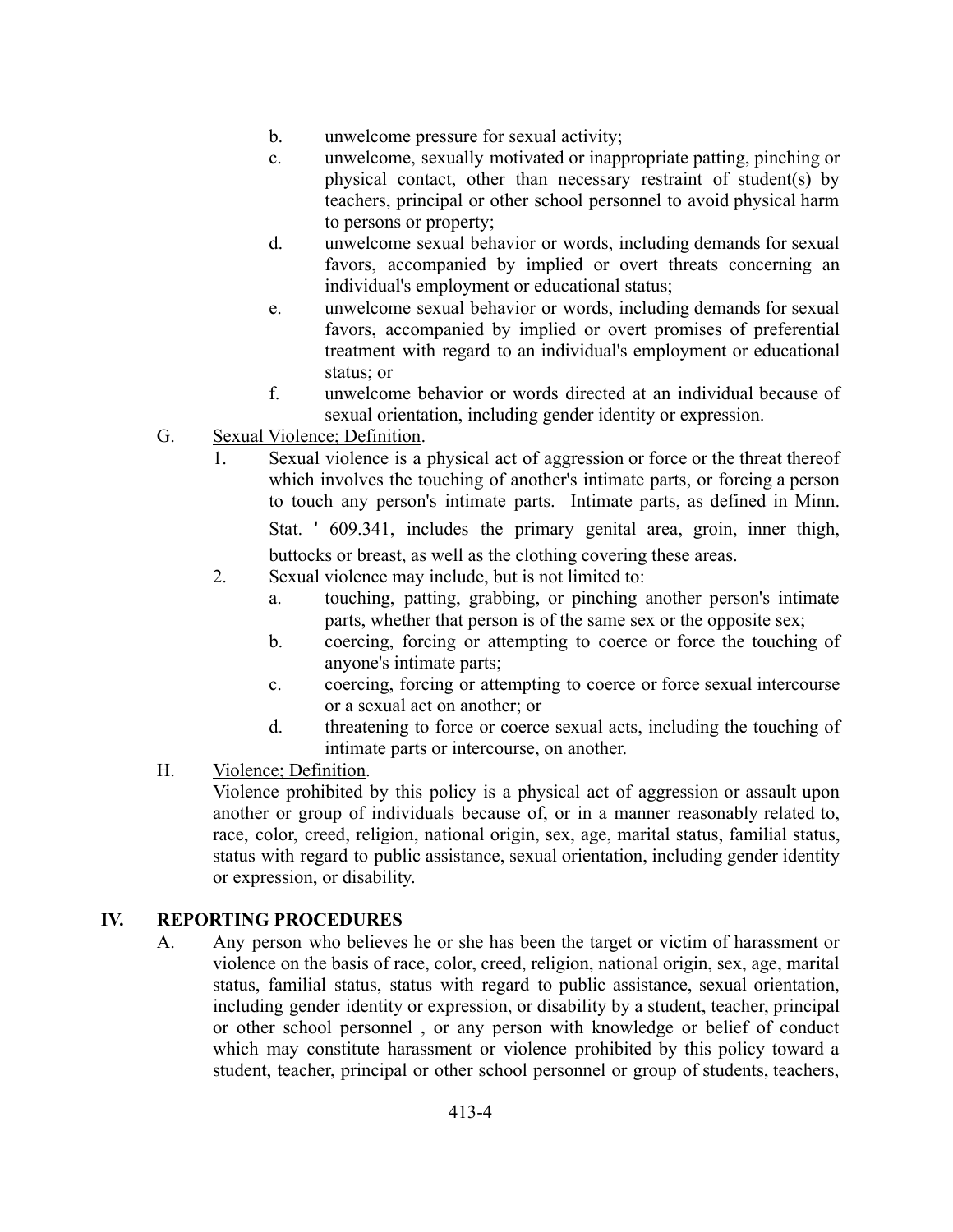b. unwelcome pressure for sexual activity;

c. unwelcome, sexually motivated or inappropriate patting, pinching or physical contact, other than necessary restraint of student(s) by teachers, principal or other school personnel to avoid physical harm to persons or property;

d. unwelcome sexual behavior or words, including demands for sexual favors, accompanied by implied or overt threats concerning an individual's employment or educational status;

e. unwelcome sexual behavior or words, including demands for sexual favors, accompanied by implied or overt promises of preferential treatment with regard to an individual's employment or educational status; or

f. unwelcome behavior or words directed at an individual because of sexual orientation, including gender identity or expression.

G. <u>Sexual Violence; Definition</u>.

1. Sexual violence is a physical act of aggression or force or the threat thereof which involves the touching of another's intimate parts, or forcing a person to touch any person's intimate parts. Intimate parts, as defined in Minn. Stat. ' 609.341, includes the primary genital area, groin, inner thigh, buttocks or breast, as well as the clothing covering these areas.

2. Sexual violence may include, but is not limited to:

   a. touching, patting, grabbing, or pinching another person's intimate parts, whether that person is of the same sex or the opposite sex;

   b. coercing, forcing or attempting to coerce or force the touching of anyone's intimate parts;

   c. coercing, forcing or attempting to coerce or force sexual intercourse or a sexual act on another; or

   d. threatening to force or coerce sexual acts, including the touching of intimate parts or intercourse, on another.

H. <u>Violence; Definition</u>.

Violence prohibited by this policy is a physical act of aggression or assault upon another or group of individuals because of, or in a manner reasonably related to, race, color, creed, religion, national origin, sex, age, marital status, familial status, status with regard to public assistance, sexual orientation, including gender identity or expression, or disability.

## IV. REPORTING PROCEDURES

A. Any person who believes he or she has been the target or victim of harassment or violence on the basis of race, color, creed, religion, national origin, sex, age, marital status, familial status, status with regard to public assistance, sexual orientation, including gender identity or expression, or disability by a student, teacher, principal or other school personnel , or any person with knowledge or belief of conduct which may constitute harassment or violence prohibited by this policy toward a student, teacher, principal or other school personnel or group of students, teachers,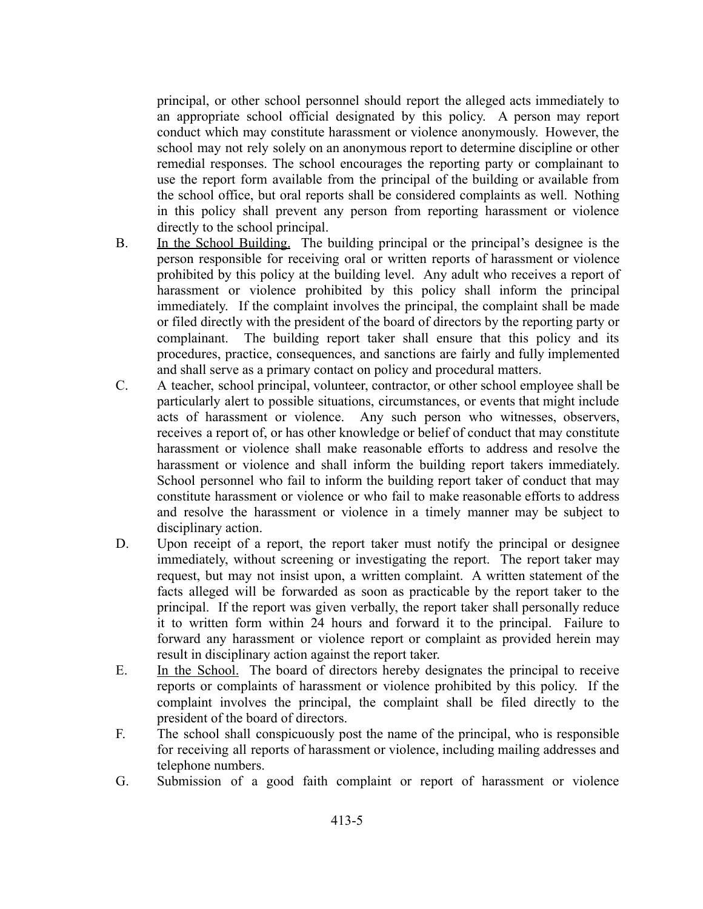principal, or other school personnel should report the alleged acts immediately to an appropriate school official designated by this policy. A person may report conduct which may constitute harassment or violence anonymously. However, the school may not rely solely on an anonymous report to determine discipline or other remedial responses. The school encourages the reporting party or complainant to use the report form available from the principal of the building or available from the school office, but oral reports shall be considered complaints as well. Nothing in this policy shall prevent any person from reporting harassment or violence directly to the school principal.

B. <u>In the School Building.</u> The building principal or the principal's designee is the person responsible for receiving oral or written reports of harassment or violence prohibited by this policy at the building level. Any adult who receives a report of harassment or violence prohibited by this policy shall inform the principal immediately. If the complaint involves the principal, the complaint shall be made or filed directly with the president of the board of directors by the reporting party or complainant. The building report taker shall ensure that this policy and its procedures, practice, consequences, and sanctions are fairly and fully implemented and shall serve as a primary contact on policy and procedural matters.

C. A teacher, school principal, volunteer, contractor, or other school employee shall be particularly alert to possible situations, circumstances, or events that might include acts of harassment or violence. Any such person who witnesses, observers, receives a report of, or has other knowledge or belief of conduct that may constitute harassment or violence shall make reasonable efforts to address and resolve the harassment or violence and shall inform the building report takers immediately. School personnel who fail to inform the building report taker of conduct that may constitute harassment or violence or who fail to make reasonable efforts to address and resolve the harassment or violence in a timely manner may be subject to disciplinary action.

D. Upon receipt of a report, the report taker must notify the principal or designee immediately, without screening or investigating the report. The report taker may request, but may not insist upon, a written complaint. A written statement of the facts alleged will be forwarded as soon as practicable by the report taker to the principal. If the report was given verbally, the report taker shall personally reduce it to written form within 24 hours and forward it to the principal. Failure to forward any harassment or violence report or complaint as provided herein may result in disciplinary action against the report taker.

E. <u>In the School.</u> The board of directors hereby designates the principal to receive reports or complaints of harassment or violence prohibited by this policy. If the complaint involves the principal, the complaint shall be filed directly to the president of the board of directors.

F. The school shall conspicuously post the name of the principal, who is responsible for receiving all reports of harassment or violence, including mailing addresses and telephone numbers.

G. Submission of a good faith complaint or report of harassment or violence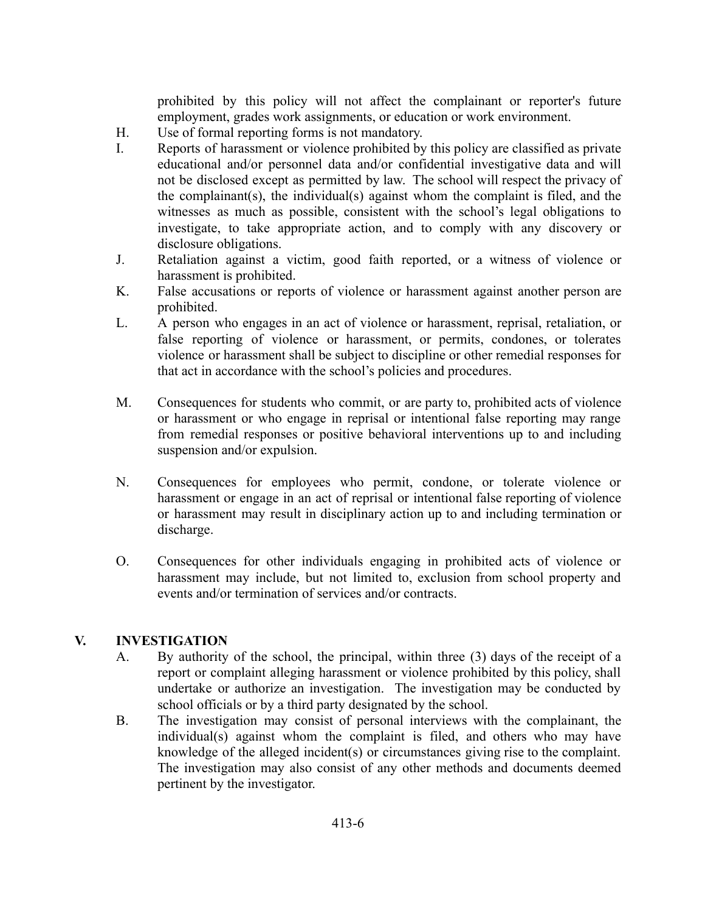prohibited by this policy will not affect the complainant or reporter's future employment, grades work assignments, or education or work environment.

H. Use of formal reporting forms is not mandatory.

I. Reports of harassment or violence prohibited by this policy are classified as private educational and/or personnel data and/or confidential investigative data and will not be disclosed except as permitted by law. The school will respect the privacy of the complainant(s), the individual(s) against whom the complaint is filed, and the witnesses as much as possible, consistent with the school's legal obligations to investigate, to take appropriate action, and to comply with any discovery or disclosure obligations.

J. Retaliation against a victim, good faith reported, or a witness of violence or harassment is prohibited.

K. False accusations or reports of violence or harassment against another person are prohibited.

L. A person who engages in an act of violence or harassment, reprisal, retaliation, or false reporting of violence or harassment, or permits, condones, or tolerates violence or harassment shall be subject to discipline or other remedial responses for that act in accordance with the school's policies and procedures.

M. Consequences for students who commit, or are party to, prohibited acts of violence or harassment or who engage in reprisal or intentional false reporting may range from remedial responses or positive behavioral interventions up to and including suspension and/or expulsion.

N. Consequences for employees who permit, condone, or tolerate violence or harassment or engage in an act of reprisal or intentional false reporting of violence or harassment may result in disciplinary action up to and including termination or discharge.

O. Consequences for other individuals engaging in prohibited acts of violence or harassment may include, but not limited to, exclusion from school property and events and/or termination of services and/or contracts.

## V. INVESTIGATION

A. By authority of the school, the principal, within three (3) days of the receipt of a report or complaint alleging harassment or violence prohibited by this policy, shall undertake or authorize an investigation. The investigation may be conducted by school officials or by a third party designated by the school.

B. The investigation may consist of personal interviews with the complainant, the individual(s) against whom the complaint is filed, and others who may have knowledge of the alleged incident(s) or circumstances giving rise to the complaint. The investigation may also consist of any other methods and documents deemed pertinent by the investigator.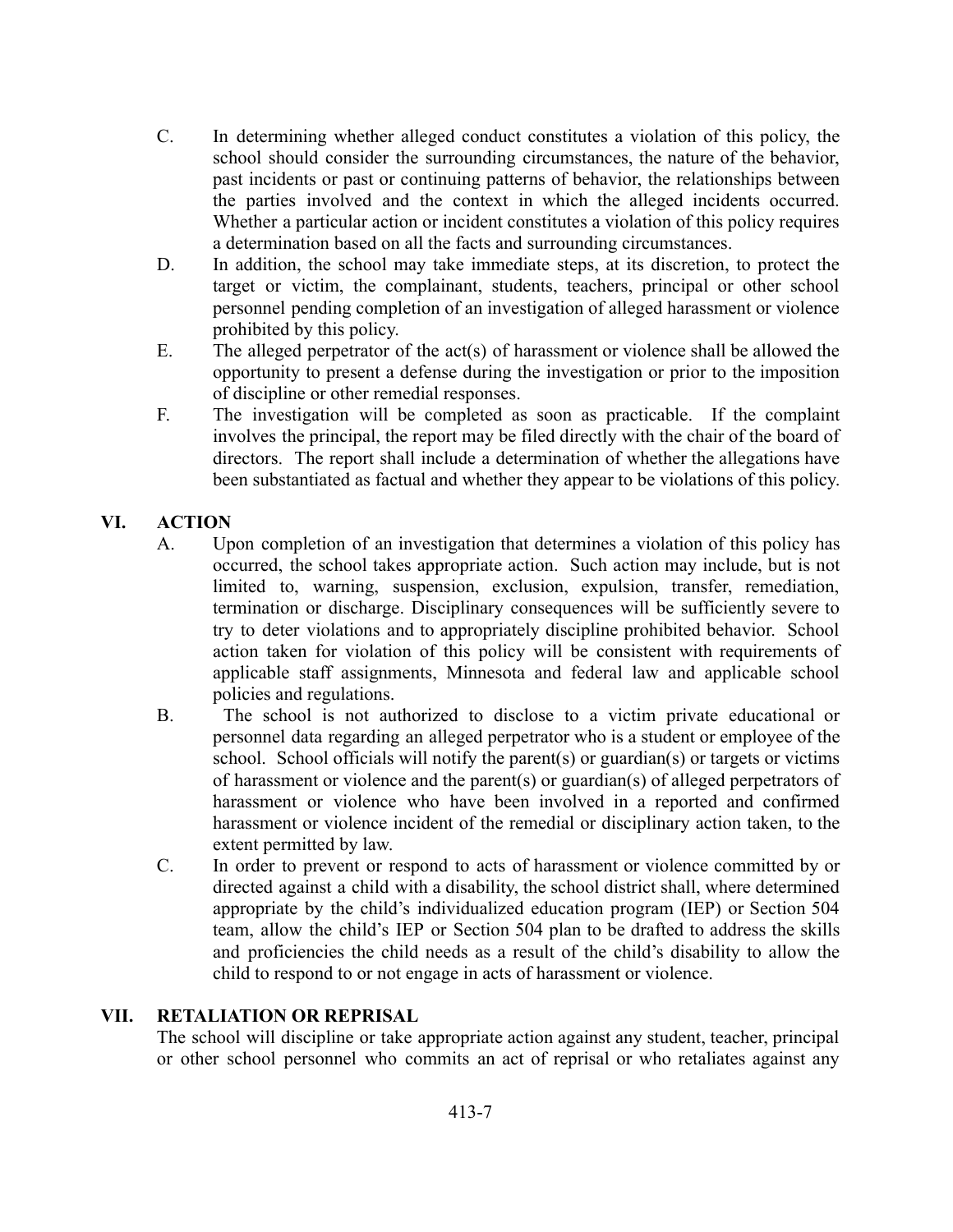C. In determining whether alleged conduct constitutes a violation of this policy, the school should consider the surrounding circumstances, the nature of the behavior, past incidents or past or continuing patterns of behavior, the relationships between the parties involved and the context in which the alleged incidents occurred. Whether a particular action or incident constitutes a violation of this policy requires a determination based on all the facts and surrounding circumstances.

D. In addition, the school may take immediate steps, at its discretion, to protect the target or victim, the complainant, students, teachers, principal or other school personnel pending completion of an investigation of alleged harassment or violence prohibited by this policy.

E. The alleged perpetrator of the act(s) of harassment or violence shall be allowed the opportunity to present a defense during the investigation or prior to the imposition of discipline or other remedial responses.

F. The investigation will be completed as soon as practicable. If the complaint involves the principal, the report may be filed directly with the chair of the board of directors. The report shall include a determination of whether the allegations have been substantiated as factual and whether they appear to be violations of this policy.

## VI. ACTION

A. Upon completion of an investigation that determines a violation of this policy has occurred, the school takes appropriate action. Such action may include, but is not limited to, warning, suspension, exclusion, expulsion, transfer, remediation, termination or discharge. Disciplinary consequences will be sufficiently severe to try to deter violations and to appropriately discipline prohibited behavior. School action taken for violation of this policy will be consistent with requirements of applicable staff assignments, Minnesota and federal law and applicable school policies and regulations.

B. The school is not authorized to disclose to a victim private educational or personnel data regarding an alleged perpetrator who is a student or employee of the school. School officials will notify the parent(s) or guardian(s) or targets or victims of harassment or violence and the parent(s) or guardian(s) of alleged perpetrators of harassment or violence who have been involved in a reported and confirmed harassment or violence incident of the remedial or disciplinary action taken, to the extent permitted by law.

C. In order to prevent or respond to acts of harassment or violence committed by or directed against a child with a disability, the school district shall, where determined appropriate by the child's individualized education program (IEP) or Section 504 team, allow the child's IEP or Section 504 plan to be drafted to address the skills and proficiencies the child needs as a result of the child's disability to allow the child to respond to or not engage in acts of harassment or violence.

## VII. RETALIATION OR REPRISAL

The school will discipline or take appropriate action against any student, teacher, principal or other school personnel who commits an act of reprisal or who retaliates against any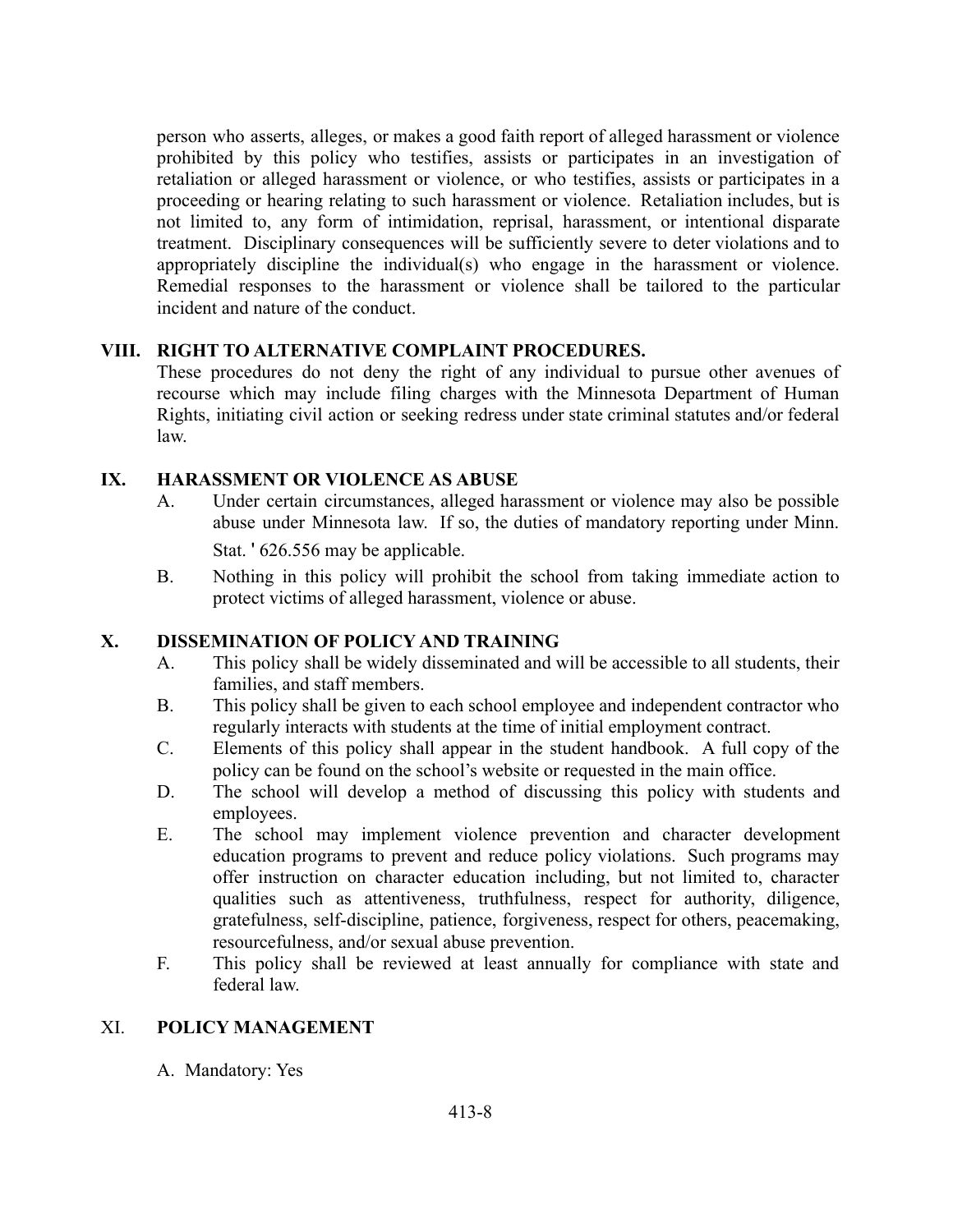person who asserts, alleges, or makes a good faith report of alleged harassment or violence prohibited by this policy who testifies, assists or participates in an investigation of retaliation or alleged harassment or violence, or who testifies, assists or participates in a proceeding or hearing relating to such harassment or violence. Retaliation includes, but is not limited to, any form of intimidation, reprisal, harassment, or intentional disparate treatment. Disciplinary consequences will be sufficiently severe to deter violations and to appropriately discipline the individual(s) who engage in the harassment or violence. Remedial responses to the harassment or violence shall be tailored to the particular incident and nature of the conduct.

## VIII. RIGHT TO ALTERNATIVE COMPLAINT PROCEDURES.

These procedures do not deny the right of any individual to pursue other avenues of recourse which may include filing charges with the Minnesota Department of Human Rights, initiating civil action or seeking redress under state criminal statutes and/or federal law.

## IX. HARASSMENT OR VIOLENCE AS ABUSE

A. Under certain circumstances, alleged harassment or violence may also be possible abuse under Minnesota law. If so, the duties of mandatory reporting under Minn. Stat. ' 626.556 may be applicable.

B. Nothing in this policy will prohibit the school from taking immediate action to protect victims of alleged harassment, violence or abuse.

## X. DISSEMINATION OF POLICY AND TRAINING

A. This policy shall be widely disseminated and will be accessible to all students, their families, and staff members.

B. This policy shall be given to each school employee and independent contractor who regularly interacts with students at the time of initial employment contract.

C. Elements of this policy shall appear in the student handbook. A full copy of the policy can be found on the school's website or requested in the main office.

D. The school will develop a method of discussing this policy with students and employees.

E. The school may implement violence prevention and character development education programs to prevent and reduce policy violations. Such programs may offer instruction on character education including, but not limited to, character qualities such as attentiveness, truthfulness, respect for authority, diligence, gratefulness, self-discipline, patience, forgiveness, respect for others, peacemaking, resourcefulness, and/or sexual abuse prevention.

F. This policy shall be reviewed at least annually for compliance with state and federal law.

## XI. POLICY MANAGEMENT

A. Mandatory: Yes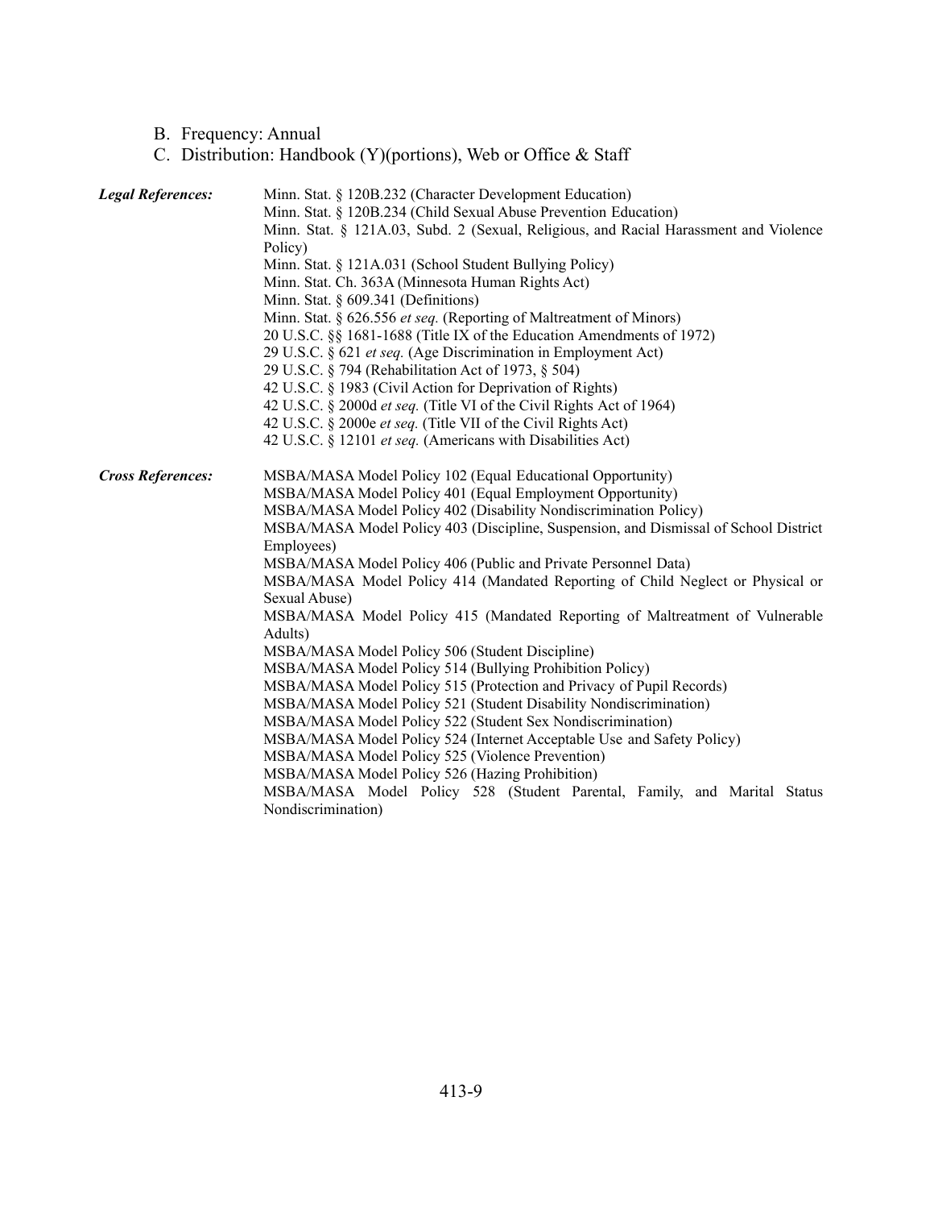B. Frequency: Annual

C. Distribution: Handbook (Y)(portions), Web or Office & Staff

***Legal References:***

Minn. Stat. § 120B.232 (Character Development Education)
Minn. Stat. § 120B.234 (Child Sexual Abuse Prevention Education)
Minn. Stat. § 121A.03, Subd. 2 (Sexual, Religious, and Racial Harassment and Violence Policy)
Minn. Stat. § 121A.031 (School Student Bullying Policy)
Minn. Stat. Ch. 363A (Minnesota Human Rights Act)
Minn. Stat. § 609.341 (Definitions)
Minn. Stat. § 626.556 *et seq.* (Reporting of Maltreatment of Minors)
20 U.S.C. §§ 1681-1688 (Title IX of the Education Amendments of 1972)
29 U.S.C. § 621 *et seq.* (Age Discrimination in Employment Act)
29 U.S.C. § 794 (Rehabilitation Act of 1973, § 504)
42 U.S.C. § 1983 (Civil Action for Deprivation of Rights)
42 U.S.C. § 2000d *et seq.* (Title VI of the Civil Rights Act of 1964)
42 U.S.C. § 2000e *et seq.* (Title VII of the Civil Rights Act)
42 U.S.C. § 12101 *et seq.* (Americans with Disabilities Act)

***Cross References:***

MSBA/MASA Model Policy 102 (Equal Educational Opportunity)
MSBA/MASA Model Policy 401 (Equal Employment Opportunity)
MSBA/MASA Model Policy 402 (Disability Nondiscrimination Policy)
MSBA/MASA Model Policy 403 (Discipline, Suspension, and Dismissal of School District Employees)
MSBA/MASA Model Policy 406 (Public and Private Personnel Data)
MSBA/MASA Model Policy 414 (Mandated Reporting of Child Neglect or Physical or Sexual Abuse)
MSBA/MASA Model Policy 415 (Mandated Reporting of Maltreatment of Vulnerable Adults)
MSBA/MASA Model Policy 506 (Student Discipline)
MSBA/MASA Model Policy 514 (Bullying Prohibition Policy)
MSBA/MASA Model Policy 515 (Protection and Privacy of Pupil Records)
MSBA/MASA Model Policy 521 (Student Disability Nondiscrimination)
MSBA/MASA Model Policy 522 (Student Sex Nondiscrimination)
MSBA/MASA Model Policy 524 (Internet Acceptable Use and Safety Policy)
MSBA/MASA Model Policy 525 (Violence Prevention)
MSBA/MASA Model Policy 526 (Hazing Prohibition)
MSBA/MASA Model Policy 528 (Student Parental, Family, and Marital Status Nondiscrimination)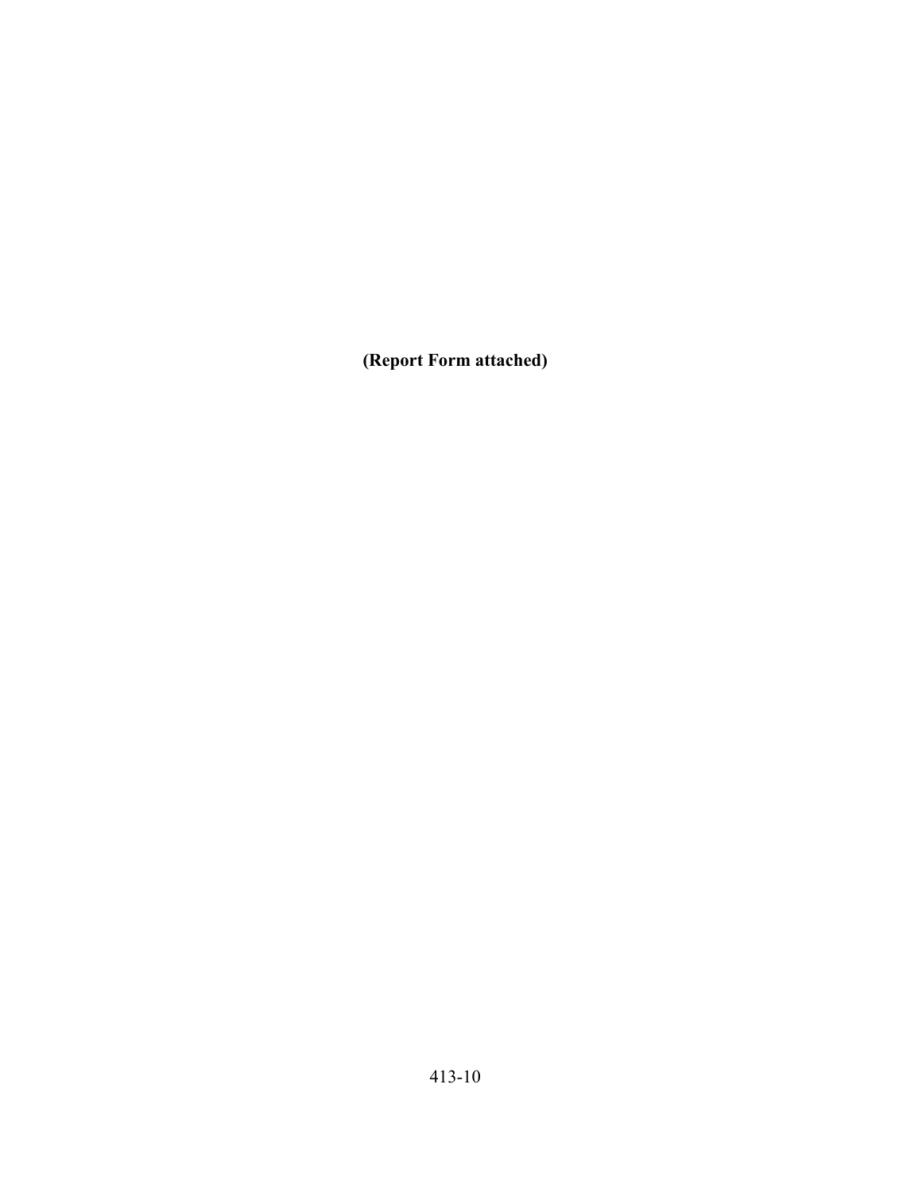**(Report Form attached)**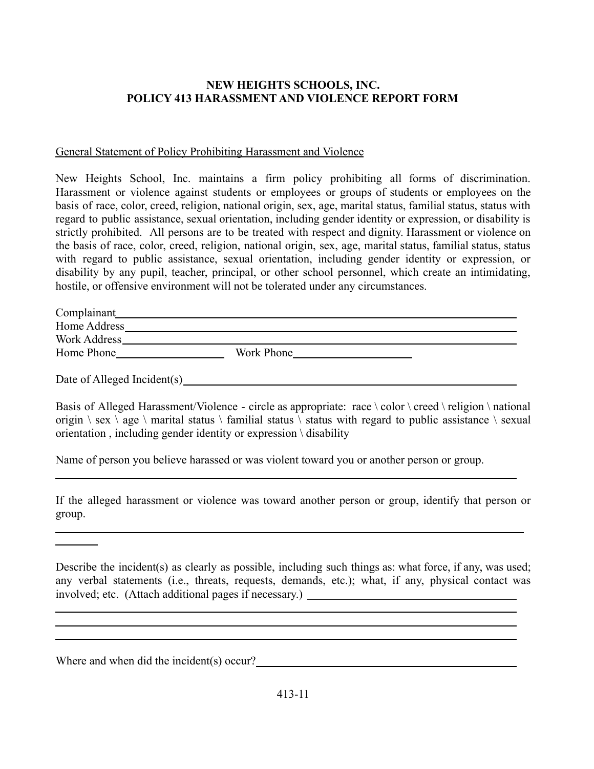**NEW HEIGHTS SCHOOLS, INC.**
**POLICY 413 HARASSMENT AND VIOLENCE REPORT FORM**

General Statement of Policy Prohibiting Harassment and Violence

New Heights School, Inc. maintains a firm policy prohibiting all forms of discrimination. Harassment or violence against students or employees or groups of students or employees on the basis of race, color, creed, religion, national origin, sex, age, marital status, familial status, status with regard to public assistance, sexual orientation, including gender identity or expression, or disability is strictly prohibited. All persons are to be treated with respect and dignity. Harassment or violence on the basis of race, color, creed, religion, national origin, sex, age, marital status, familial status, status with regard to public assistance, sexual orientation, including gender identity or expression, or disability by any pupil, teacher, principal, or other school personnel, which create an intimidating, hostile, or offensive environment will not be tolerated under any circumstances.

Complainant\_\_\_\_\_\_\_\_\_\_\_\_\_\_\_\_\_\_\_\_\_\_\_\_\_\_\_\_\_\_\_\_\_\_\_\_\_\_\_\_\_\_\_\_\_\_\_\_

Home Address\_\_\_\_\_\_\_\_\_\_\_\_\_\_\_\_\_\_\_\_\_\_\_\_\_\_\_\_\_\_\_\_\_\_\_\_\_\_\_\_\_\_\_\_\_\_\_

Work Address\_\_\_\_\_\_\_\_\_\_\_\_\_\_\_\_\_\_\_\_\_\_\_\_\_\_\_\_\_\_\_\_\_\_\_\_\_\_\_\_\_\_\_\_\_\_\_

Home Phone\_\_\_\_\_\_\_\_\_\_\_\_\_\_\_\_ Work Phone\_\_\_\_\_\_\_\_\_\_\_\_\_\_\_\_\_\_

Date of Alleged Incident(s)\_\_\_\_\_\_\_\_\_\_\_\_\_\_\_\_\_\_\_\_\_\_\_\_\_\_\_\_\_\_\_\_\_\_\_\_\_\_

Basis of Alleged Harassment/Violence - circle as appropriate: race \ color \ creed \ religion \ national origin \ sex \ age \ marital status \ familial status \ status with regard to public assistance \ sexual orientation , including gender identity or expression \ disability

Name of person you believe harassed or was violent toward you or another person or group.

\_\_\_\_\_\_\_\_\_\_\_\_\_\_\_\_\_\_\_\_\_\_\_\_\_\_\_\_\_\_\_\_\_\_\_\_\_\_\_\_\_\_\_\_\_\_\_\_\_\_\_\_\_\_\_\_\_\_\_\_

If the alleged harassment or violence was toward another person or group, identify that person or group.

\_\_\_\_\_\_\_\_\_\_\_\_\_\_\_\_\_\_\_\_\_\_\_\_\_\_\_\_\_\_\_\_\_\_\_\_\_\_\_\_\_\_\_\_\_\_\_\_\_\_\_\_\_\_\_\_\_\_\_\_

Describe the incident(s) as clearly as possible, including such things as: what force, if any, was used; any verbal statements (i.e., threats, requests, demands, etc.); what, if any, physical contact was involved; etc. (Attach additional pages if necessary.) \_\_\_\_\_\_\_\_\_\_\_\_\_\_\_\_\_\_\_\_\_\_\_\_

\_\_\_\_\_\_\_\_\_\_\_\_\_\_\_\_\_\_\_\_\_\_\_\_\_\_\_\_\_\_\_\_\_\_\_\_\_\_\_\_\_\_\_\_\_\_\_\_\_\_\_\_\_\_\_\_\_\_\_\_

\_\_\_\_\_\_\_\_\_\_\_\_\_\_\_\_\_\_\_\_\_\_\_\_\_\_\_\_\_\_\_\_\_\_\_\_\_\_\_\_\_\_\_\_\_\_\_\_\_\_\_\_\_\_\_\_\_\_\_\_

\_\_\_\_\_\_\_\_\_\_\_\_\_\_\_\_\_\_\_\_\_\_\_\_\_\_\_\_\_\_\_\_\_\_\_\_\_\_\_\_\_\_\_\_\_\_\_\_\_\_\_\_\_\_\_\_\_\_\_\_

Where and when did the incident(s) occur?\_\_\_\_\_\_\_\_\_\_\_\_\_\_\_\_\_\_\_\_\_\_\_\_\_\_\_\_\_\_\_\_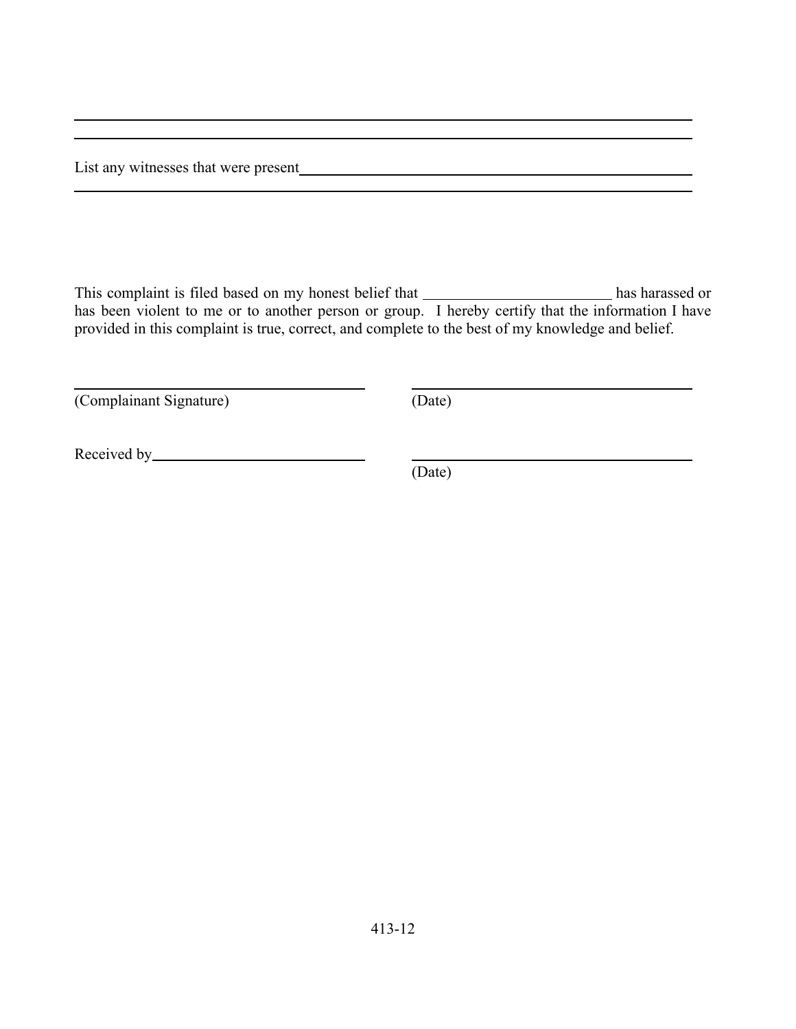\_\_\_\_\_\_\_\_\_\_\_\_\_\_\_\_\_\_\_\_\_\_\_\_\_\_\_\_\_\_\_\_\_\_\_\_\_\_\_\_\_\_\_\_\_\_\_\_\_\_\_\_\_\_\_\_\_\_\_\_\_\_\_\_\_\_\_\_\_\_\_\_\_\_

\_\_\_\_\_\_\_\_\_\_\_\_\_\_\_\_\_\_\_\_\_\_\_\_\_\_\_\_\_\_\_\_\_\_\_\_\_\_\_\_\_\_\_\_\_\_\_\_\_\_\_\_\_\_\_\_\_\_\_\_\_\_\_\_\_\_\_\_\_\_\_\_\_\_

List any witnesses that were present\_\_\_\_\_\_\_\_\_\_\_\_\_\_\_\_\_\_\_\_\_\_\_\_\_\_\_\_\_\_\_\_\_\_\_\_\_\_\_\_\_\_\_\_

\_\_\_\_\_\_\_\_\_\_\_\_\_\_\_\_\_\_\_\_\_\_\_\_\_\_\_\_\_\_\_\_\_\_\_\_\_\_\_\_\_\_\_\_\_\_\_\_\_\_\_\_\_\_\_\_\_\_\_\_\_\_\_\_\_\_\_\_\_\_\_\_\_\_

This complaint is filed based on my honest belief that \_\_\_\_\_\_\_\_\_\_\_\_\_\_\_\_\_\_\_\_\_\_\_\_ has harassed or has been violent to me or to another person or group. I hereby certify that the information I have provided in this complaint is true, correct, and complete to the best of my knowledge and belief.

\_\_\_\_\_\_\_\_\_\_\_\_\_\_\_\_\_\_\_\_\_\_\_\_\_\_\_\_\_\_\_\_\_\_\_\_ \_\_\_\_\_\_\_\_\_\_\_\_\_\_\_\_\_\_\_\_\_\_\_\_\_\_\_\_\_\_\_\_\_\_\_\_
(Complainant Signature) (Date)

Received by\_\_\_\_\_\_\_\_\_\_\_\_\_\_\_\_\_\_\_\_\_\_\_\_\_\_ \_\_\_\_\_\_\_\_\_\_\_\_\_\_\_\_\_\_\_\_\_\_\_\_\_\_\_\_\_\_\_\_\_\_\_\_
(Date)